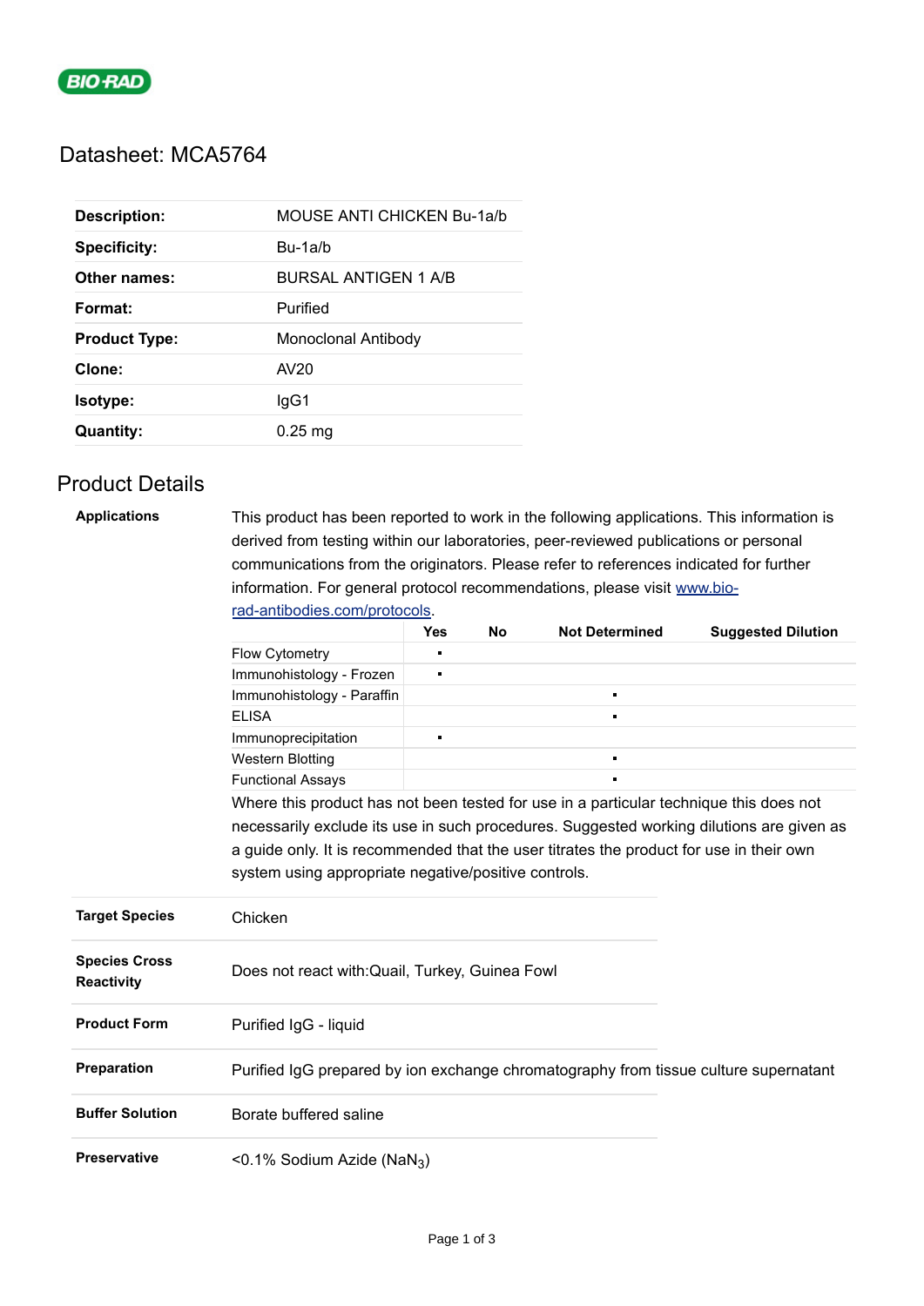BIO-RAD

# Datasheet: MCA5764

| | |
|---|---|
| **Description:** | MOUSE ANTI CHICKEN Bu-1a/b |
| **Specificity:** | Bu-1a/b |
| **Other names:** | BURSAL ANTIGEN 1 A/B |
| **Format:** | Purified |
| **Product Type:** | Monoclonal Antibody |
| **Clone:** | AV20 |
| **Isotype:** | IgG1 |
| **Quantity:** | 0.25 mg |

## Product Details

**Applications**

This product has been reported to work in the following applications. This information is derived from testing within our laboratories, peer-reviewed publications or personal communications from the originators. Please refer to references indicated for further information. For general protocol recommendations, please visit [www.bio-rad-antibodies.com/protocols](www.bio-rad-antibodies.com/protocols).

| | Yes | No | Not Determined | Suggested Dilution |
|---|---|---|---|---|
| Flow Cytometry | ▪ | | | |
| Immunohistology - Frozen | ▪ | | | |
| Immunohistology - Paraffin | | | ▪ | |
| ELISA | | | ▪ | |
| Immunoprecipitation | ▪ | | | |
| Western Blotting | | | ▪ | |
| Functional Assays | | | ▪ | |

Where this product has not been tested for use in a particular technique this does not necessarily exclude its use in such procedures. Suggested working dilutions are given as a guide only. It is recommended that the user titrates the product for use in their own system using appropriate negative/positive controls.

| | |
|---|---|
| **Target Species** | Chicken |
| **Species Cross Reactivity** | Does not react with:Quail, Turkey, Guinea Fowl |
| **Product Form** | Purified IgG - liquid |
| **Preparation** | Purified IgG prepared by ion exchange chromatography from tissue culture supernatant |
| **Buffer Solution** | Borate buffered saline |
| **Preservative** | <0.1% Sodium Azide ($NaN_3$) |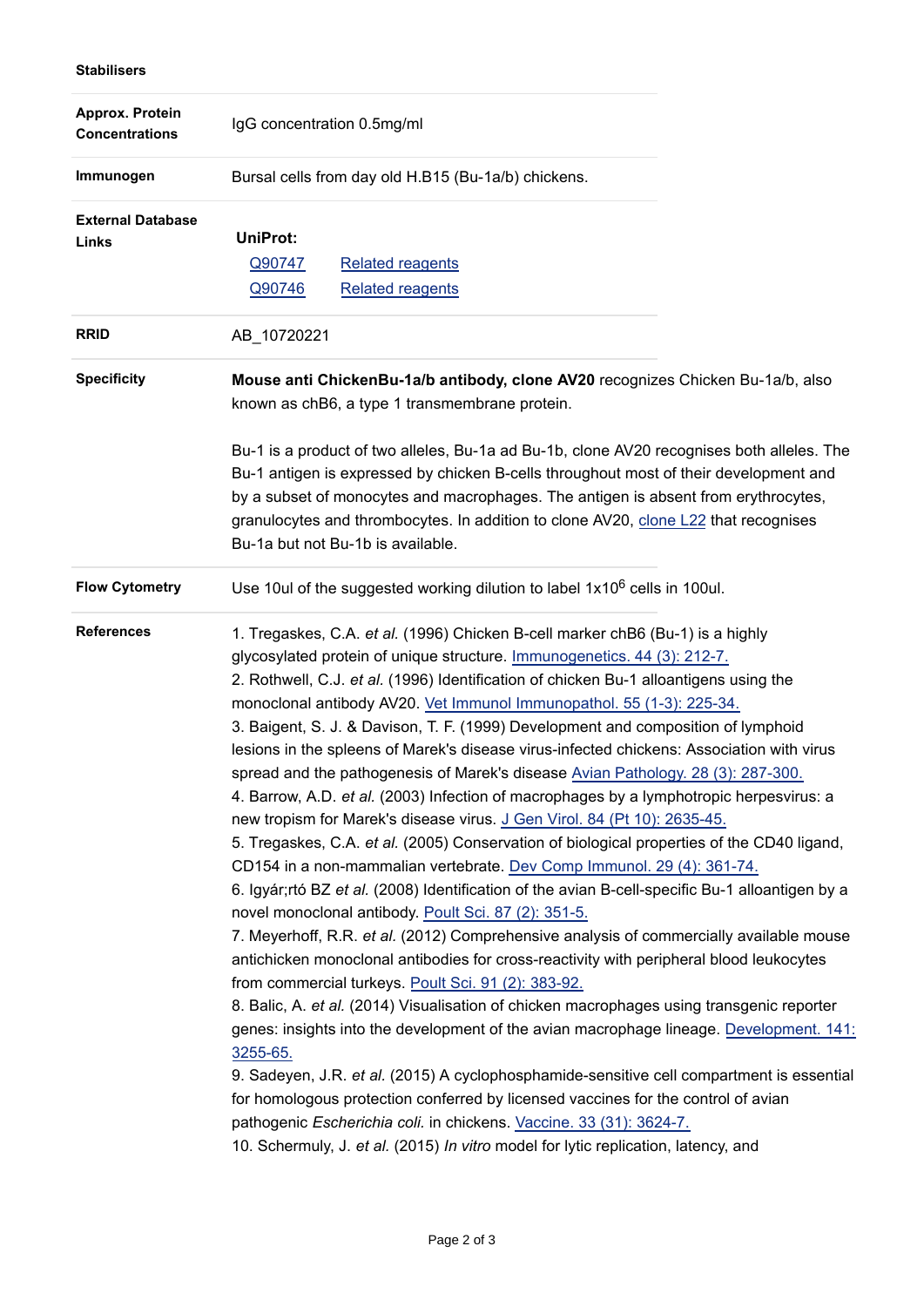**Stabilisers**

| | |
|---|---|
| **Approx. Protein Concentrations** | IgG concentration 0.5mg/ml |
| **Immunogen** | Bursal cells from day old H.B15 (Bu-1a/b) chickens. |
| **External Database Links** | **UniProt:**<br>Q90747 Related reagents<br>Q90746 Related reagents |
| **RRID** | AB_10720221 |
| **Specificity** | **Mouse anti ChickenBu-1a/b antibody, clone AV20** recognizes Chicken Bu-1a/b, also known as chB6, a type 1 transmembrane protein.<br><br>Bu-1 is a product of two alleles, Bu-1a ad Bu-1b, clone AV20 recognises both alleles. The Bu-1 antigen is expressed by chicken B-cells throughout most of their development and by a subset of monocytes and macrophages. The antigen is absent from erythrocytes, granulocytes and thrombocytes. In addition to clone AV20, clone L22 that recognises Bu-1a but not Bu-1b is available. |
| **Flow Cytometry** | Use 10ul of the suggested working dilution to label $1x10^6$ cells in 100ul. |
| **References** | 1. Tregaskes, C.A. *et al.* (1996) Chicken B-cell marker chB6 (Bu-1) is a highly glycosylated protein of unique structure. Immunogenetics. 44 (3): 212-7.<br>2. Rothwell, C.J. *et al.* (1996) Identification of chicken Bu-1 alloantigens using the monoclonal antibody AV20. Vet Immunol Immunopathol. 55 (1-3): 225-34.<br>3. Baigent, S. J. & Davison, T. F. (1999) Development and composition of lymphoid lesions in the spleens of Marek's disease virus-infected chickens: Association with virus spread and the pathogenesis of Marek's disease Avian Pathology. 28 (3): 287-300.<br>4. Barrow, A.D. *et al.* (2003) Infection of macrophages by a lymphotropic herpesvirus: a new tropism for Marek's disease virus. J Gen Virol. 84 (Pt 10): 2635-45.<br>5. Tregaskes, C.A. *et al.* (2005) Conservation of biological properties of the CD40 ligand, CD154 in a non-mammalian vertebrate. Dev Comp Immunol. 29 (4): 361-74.<br>6. Igyár;rtó BZ *et al.* (2008) Identification of the avian B-cell-specific Bu-1 alloantigen by a novel monoclonal antibody. Poult Sci. 87 (2): 351-5.<br>7. Meyerhoff, R.R. *et al.* (2012) Comprehensive analysis of commercially available mouse antichicken monoclonal antibodies for cross-reactivity with peripheral blood leukocytes from commercial turkeys. Poult Sci. 91 (2): 383-92.<br>8. Balic, A. *et al.* (2014) Visualisation of chicken macrophages using transgenic reporter genes: insights into the development of the avian macrophage lineage. Development. 141: 3255-65.<br>9. Sadeyen, J.R. *et al.* (2015) A cyclophosphamide-sensitive cell compartment is essential for homologous protection conferred by licensed vaccines for the control of avian pathogenic *Escherichia coli.* in chickens. Vaccine. 33 (31): 3624-7.<br>10. Schermuly, J. *et al.* (2015) *In vitro* model for lytic replication, latency, and |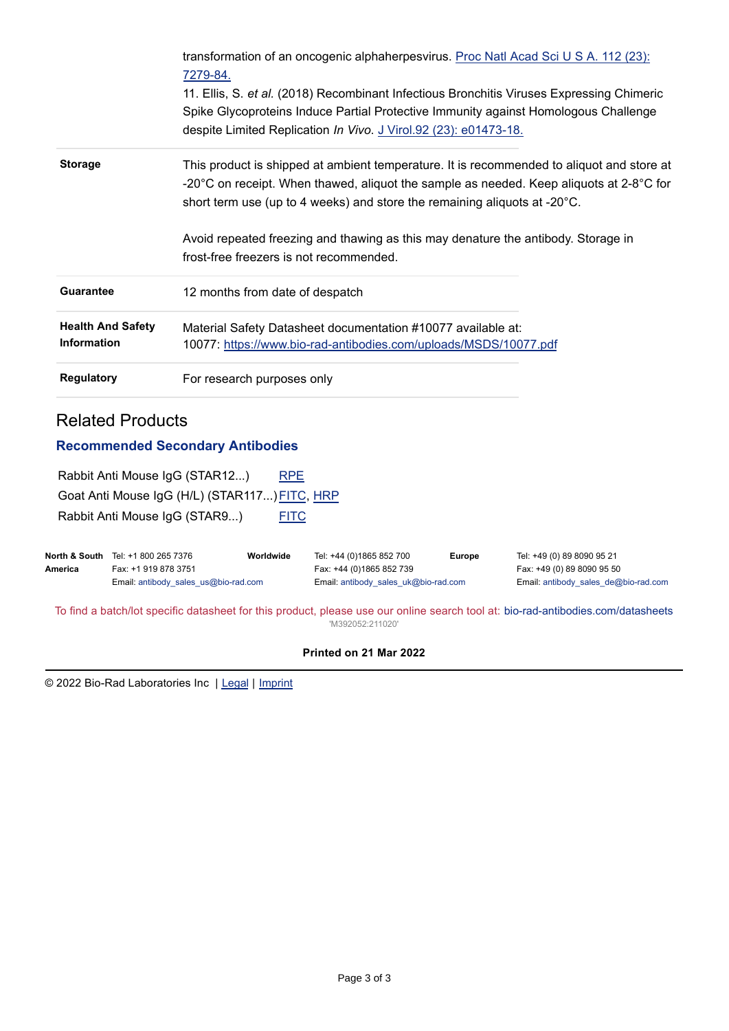transformation of an oncogenic alphaherpesvirus. Proc Natl Acad Sci U S A. 112 (23): 7279-84.

11. Ellis, S. *et al.* (2018) Recombinant Infectious Bronchitis Viruses Expressing Chimeric Spike Glycoproteins Induce Partial Protective Immunity against Homologous Challenge despite Limited Replication *In Vivo*. J Virol.92 (23): e01473-18.

| | |
|---|---|
| **Storage** | This product is shipped at ambient temperature. It is recommended to aliquot and store at -20°C on receipt. When thawed, aliquot the sample as needed. Keep aliquots at 2-8°C for short term use (up to 4 weeks) and store the remaining aliquots at -20°C.<br><br>Avoid repeated freezing and thawing as this may denature the antibody. Storage in frost-free freezers is not recommended. |
| **Guarantee** | 12 months from date of despatch |
| **Health And Safety Information** | Material Safety Datasheet documentation #10077 available at:<br>10077: https://www.bio-rad-antibodies.com/uploads/MSDS/10077.pdf |
| **Regulatory** | For research purposes only |

## Related Products

### Recommended Secondary Antibodies

| | |
|---|---|
| Rabbit Anti Mouse IgG (STAR12...) | RPE |
| Goat Anti Mouse IgG (H/L) (STAR117...) | FITC, HRP |
| Rabbit Anti Mouse IgG (STAR9...) | FITC |

| | | | | | |
|---|---|---|---|---|---|
| **North & South America** | Tel: +1 800 265 7376<br>Fax: +1 919 878 3751<br>Email: antibody_sales_us@bio-rad.com | **Worldwide** | Tel: +44 (0)1865 852 700<br>Fax: +44 (0)1865 852 739<br>Email: antibody_sales_uk@bio-rad.com | **Europe** | Tel: +49 (0) 89 8090 95 21<br>Fax: +49 (0) 89 8090 95 50<br>Email: antibody_sales_de@bio-rad.com |

To find a batch/lot specific datasheet for this product, please use our online search tool at: bio-rad-antibodies.com/datasheets

'M392052:211020'

**Printed on 21 Mar 2022**

© 2022 Bio-Rad Laboratories Inc | Legal | Imprint